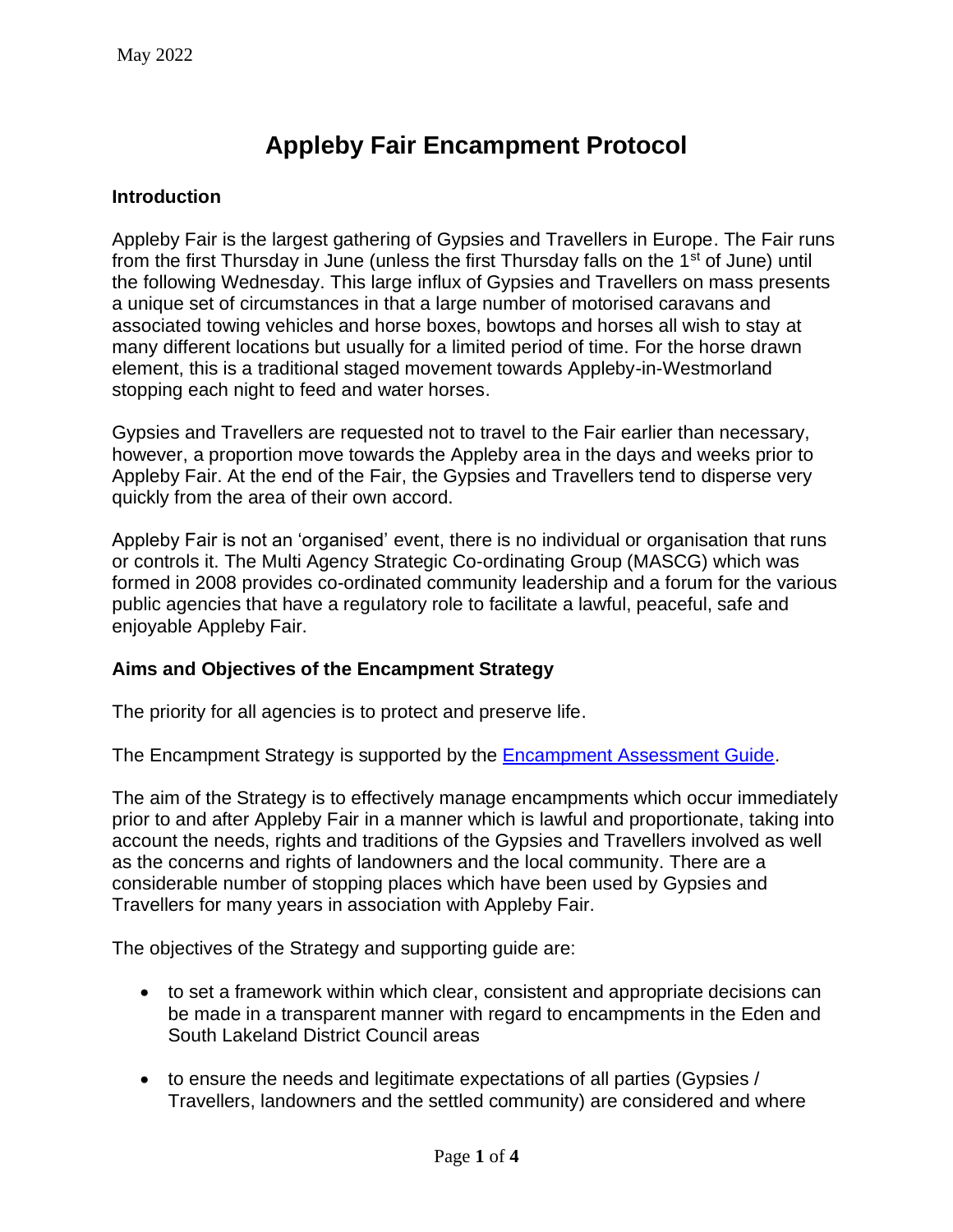May 2022

# Appleby Fair Encampment Protocol

## Introduction

Appleby Fair is the largest gathering of Gypsies and Travellers in Europe. The Fair runs from the first Thursday in June (unless the first Thursday falls on the 1st of June) until the following Wednesday. This large influx of Gypsies and Travellers on mass presents a unique set of circumstances in that a large number of motorised caravans and associated towing vehicles and horse boxes, bowtops and horses all wish to stay at many different locations but usually for a limited period of time. For the horse drawn element, this is a traditional staged movement towards Appleby-in-Westmorland stopping each night to feed and water horses.

Gypsies and Travellers are requested not to travel to the Fair earlier than necessary, however, a proportion move towards the Appleby area in the days and weeks prior to Appleby Fair. At the end of the Fair, the Gypsies and Travellers tend to disperse very quickly from the area of their own accord.

Appleby Fair is not an 'organised' event, there is no individual or organisation that runs or controls it. The Multi Agency Strategic Co-ordinating Group (MASCG) which was formed in 2008 provides co-ordinated community leadership and a forum for the various public agencies that have a regulatory role to facilitate a lawful, peaceful, safe and enjoyable Appleby Fair.

## Aims and Objectives of the Encampment Strategy

The priority for all agencies is to protect and preserve life.

The Encampment Strategy is supported by the Encampment Assessment Guide.

The aim of the Strategy is to effectively manage encampments which occur immediately prior to and after Appleby Fair in a manner which is lawful and proportionate, taking into account the needs, rights and traditions of the Gypsies and Travellers involved as well as the concerns and rights of landowners and the local community. There are a considerable number of stopping places which have been used by Gypsies and Travellers for many years in association with Appleby Fair.

The objectives of the Strategy and supporting guide are:

- to set a framework within which clear, consistent and appropriate decisions can be made in a transparent manner with regard to encampments in the Eden and South Lakeland District Council areas
- to ensure the needs and legitimate expectations of all parties (Gypsies / Travellers, landowners and the settled community) are considered and where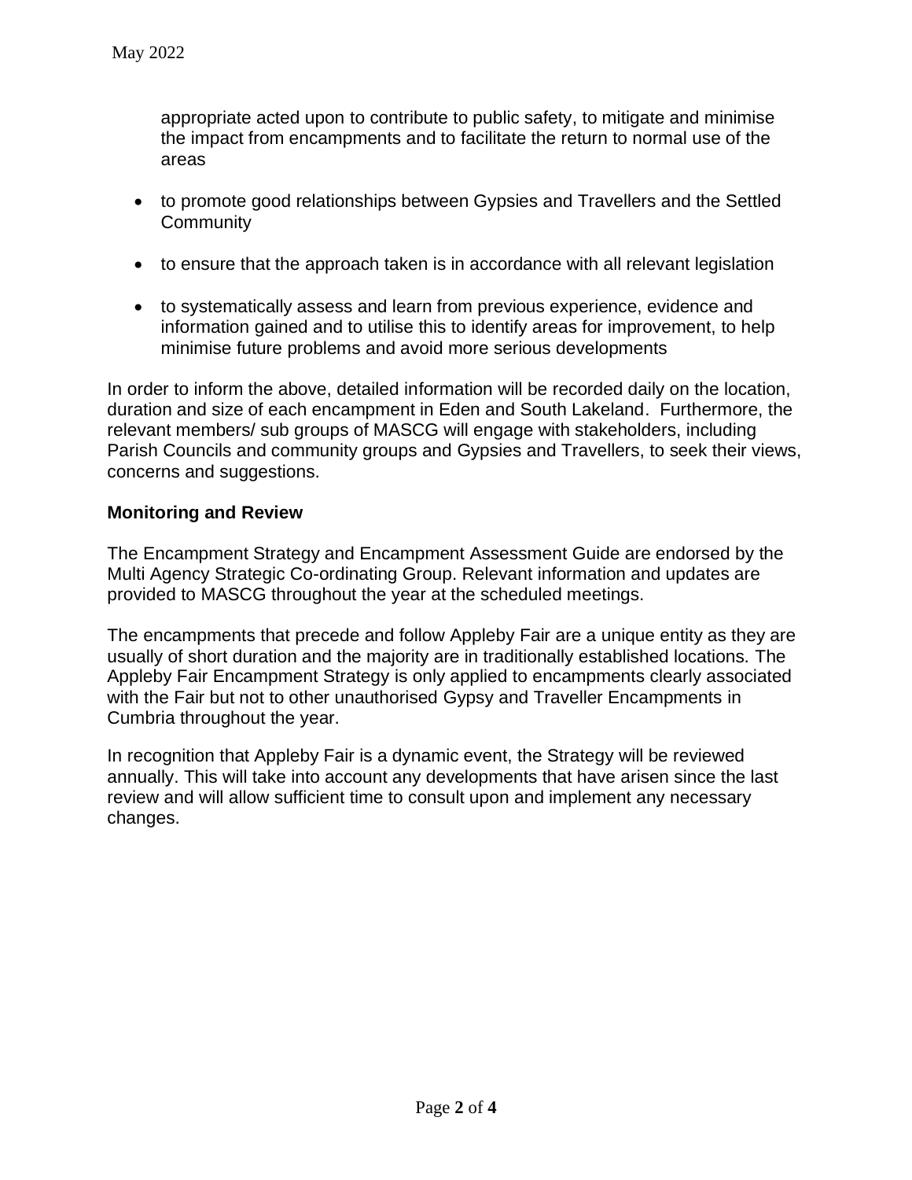appropriate acted upon to contribute to public safety, to mitigate and minimise the impact from encampments and to facilitate the return to normal use of the areas

- to promote good relationships between Gypsies and Travellers and the Settled Community
- to ensure that the approach taken is in accordance with all relevant legislation
- to systematically assess and learn from previous experience, evidence and information gained and to utilise this to identify areas for improvement, to help minimise future problems and avoid more serious developments

In order to inform the above, detailed information will be recorded daily on the location, duration and size of each encampment in Eden and South Lakeland. Furthermore, the relevant members/ sub groups of MASCG will engage with stakeholders, including Parish Councils and community groups and Gypsies and Travellers, to seek their views, concerns and suggestions.

**Monitoring and Review**

The Encampment Strategy and Encampment Assessment Guide are endorsed by the Multi Agency Strategic Co-ordinating Group. Relevant information and updates are provided to MASCG throughout the year at the scheduled meetings.

The encampments that precede and follow Appleby Fair are a unique entity as they are usually of short duration and the majority are in traditionally established locations. The Appleby Fair Encampment Strategy is only applied to encampments clearly associated with the Fair but not to other unauthorised Gypsy and Traveller Encampments in Cumbria throughout the year.

In recognition that Appleby Fair is a dynamic event, the Strategy will be reviewed annually. This will take into account any developments that have arisen since the last review and will allow sufficient time to consult upon and implement any necessary changes.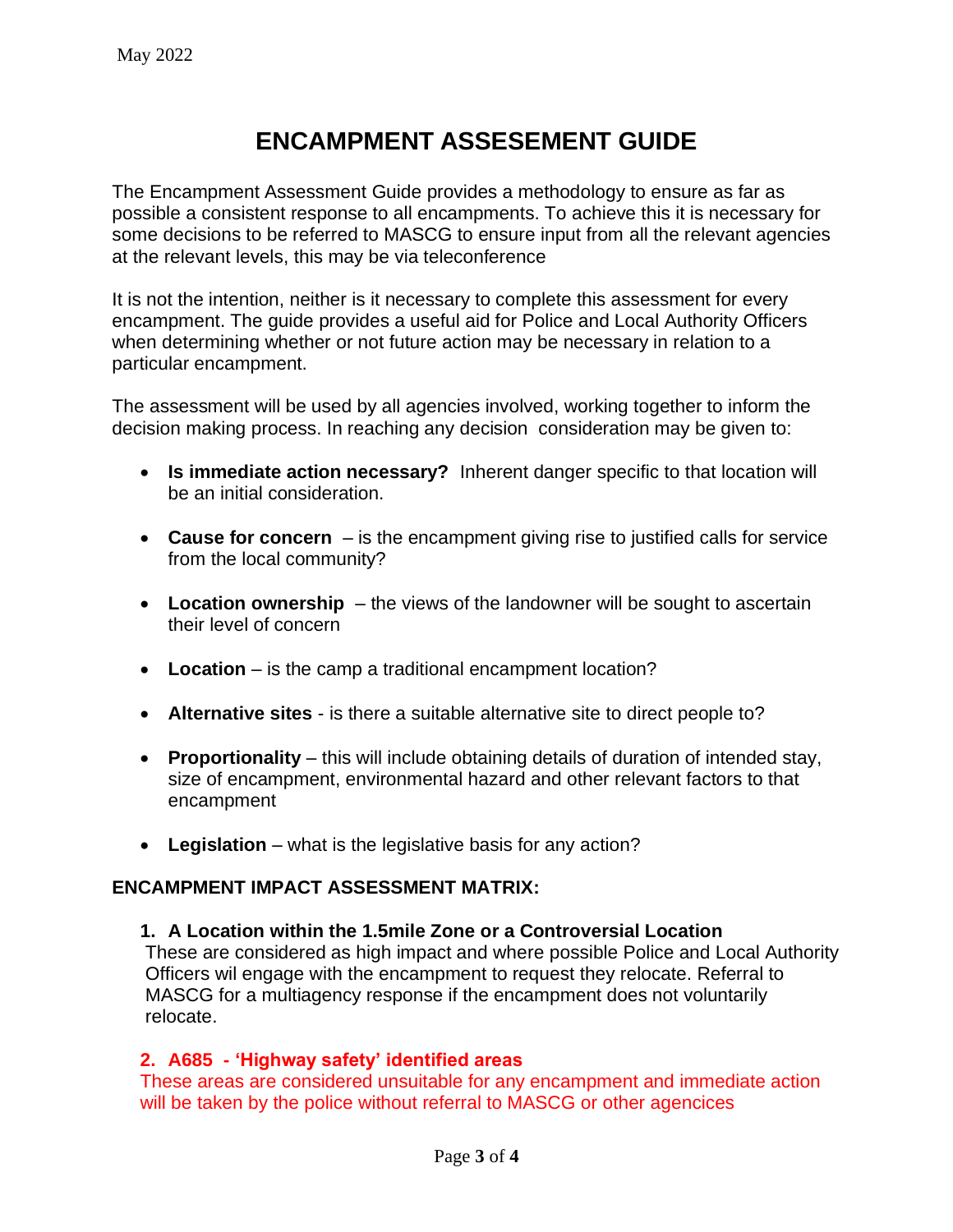May 2022

# ENCAMPMENT ASSESEMENT GUIDE

The Encampment Assessment Guide provides a methodology to ensure as far as possible a consistent response to all encampments. To achieve this it is necessary for some decisions to be referred to MASCG to ensure input from all the relevant agencies at the relevant levels, this may be via teleconference

It is not the intention, neither is it necessary to complete this assessment for every encampment. The guide provides a useful aid for Police and Local Authority Officers when determining whether or not future action may be necessary in relation to a particular encampment.

The assessment will be used by all agencies involved, working together to inform the decision making process. In reaching any decision consideration may be given to:

- **Is immediate action necessary?** Inherent danger specific to that location will be an initial consideration.
- **Cause for concern** – is the encampment giving rise to justified calls for service from the local community?
- **Location ownership** – the views of the landowner will be sought to ascertain their level of concern
- **Location** – is the camp a traditional encampment location?
- **Alternative sites** - is there a suitable alternative site to direct people to?
- **Proportionality** – this will include obtaining details of duration of intended stay, size of encampment, environmental hazard and other relevant factors to that encampment
- **Legislation** – what is the legislative basis for any action?

**ENCAMPMENT IMPACT ASSESSMENT MATRIX:**

1. **A Location within the 1.5mile Zone or a Controversial Location**
   These are considered as high impact and where possible Police and Local Authority Officers wil engage with the encampment to request they relocate. Referral to MASCG for a multiagency response if the encampment does not voluntarily relocate.

2. **A685 - 'Highway safety' identified areas**
   These areas are considered unsuitable for any encampment and immediate action will be taken by the police without referral to MASCG or other agencices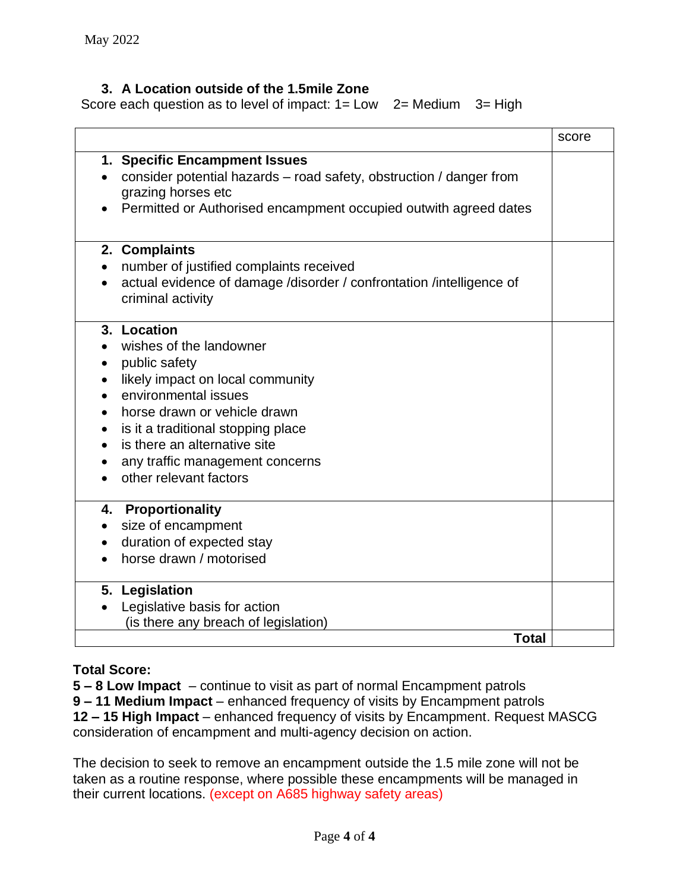May 2022

### 3. A Location outside of the 1.5mile Zone

Score each question as to level of impact: 1= Low 2= Medium 3= High

| | score |
|---|---|
| **1. Specific Encampment Issues**<br>• consider potential hazards – road safety, obstruction / danger from grazing horses etc<br>• Permitted or Authorised encampment occupied outwith agreed dates | |
| **2. Complaints**<br>• number of justified complaints received<br>• actual evidence of damage /disorder / confrontation /intelligence of criminal activity | |
| **3. Location**<br>• wishes of the landowner<br>• public safety<br>• likely impact on local community<br>• environmental issues<br>• horse drawn or vehicle drawn<br>• is it a traditional stopping place<br>• is there an alternative site<br>• any traffic management concerns<br>• other relevant factors | |
| **4. Proportionality**<br>• size of encampment<br>• duration of expected stay<br>• horse drawn / motorised | |
| **5. Legislation**<br>• Legislative basis for action<br>(is there any breach of legislation) | |
| **Total** | |

**Total Score:**
**5 – 8 Low Impact** – continue to visit as part of normal Encampment patrols
**9 – 11 Medium Impact** – enhanced frequency of visits by Encampment patrols
**12 – 15 High Impact** – enhanced frequency of visits by Encampment. Request MASCG consideration of encampment and multi-agency decision on action.

The decision to seek to remove an encampment outside the 1.5 mile zone will not be taken as a routine response, where possible these encampments will be managed in their current locations. (except on A685 highway safety areas)